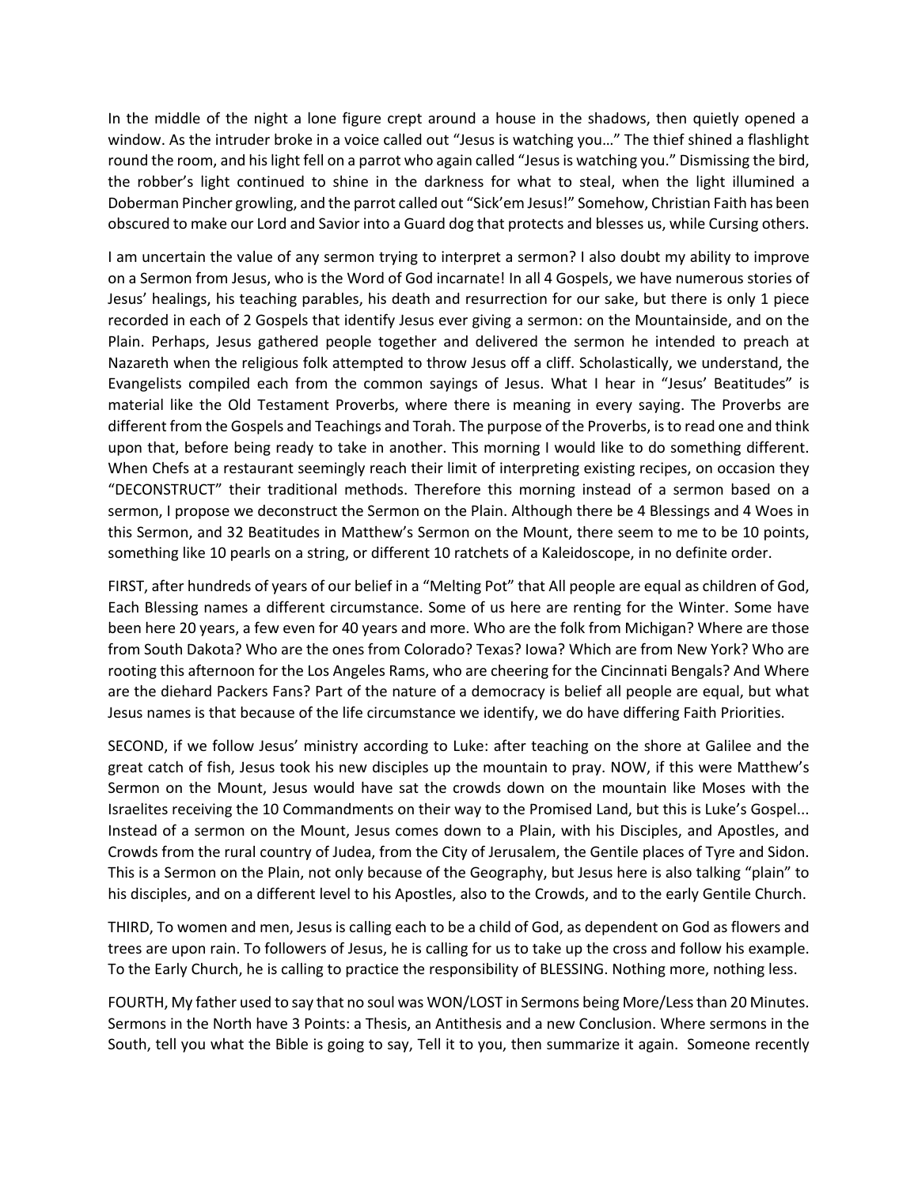In the middle of the night a lone figure crept around a house in the shadows, then quietly opened a window. As the intruder broke in a voice called out "Jesus is watching you…" The thief shined a flashlight round the room, and his light fell on a parrot who again called "Jesus is watching you." Dismissing the bird, the robber's light continued to shine in the darkness for what to steal, when the light illumined a Doberman Pincher growling, and the parrot called out "Sick'em Jesus!" Somehow, Christian Faith has been obscured to make our Lord and Savior into a Guard dog that protects and blesses us, while Cursing others.

I am uncertain the value of any sermon trying to interpret a sermon? I also doubt my ability to improve on a Sermon from Jesus, who is the Word of God incarnate! In all 4 Gospels, we have numerous stories of Jesus' healings, his teaching parables, his death and resurrection for our sake, but there is only 1 piece recorded in each of 2 Gospels that identify Jesus ever giving a sermon: on the Mountainside, and on the Plain. Perhaps, Jesus gathered people together and delivered the sermon he intended to preach at Nazareth when the religious folk attempted to throw Jesus off a cliff. Scholastically, we understand, the Evangelists compiled each from the common sayings of Jesus. What I hear in "Jesus' Beatitudes" is material like the Old Testament Proverbs, where there is meaning in every saying. The Proverbs are different from the Gospels and Teachings and Torah. The purpose of the Proverbs, is to read one and think upon that, before being ready to take in another. This morning I would like to do something different. When Chefs at a restaurant seemingly reach their limit of interpreting existing recipes, on occasion they "DECONSTRUCT" their traditional methods. Therefore this morning instead of a sermon based on a sermon, I propose we deconstruct the Sermon on the Plain. Although there be 4 Blessings and 4 Woes in this Sermon, and 32 Beatitudes in Matthew's Sermon on the Mount, there seem to me to be 10 points, something like 10 pearls on a string, or different 10 ratchets of a Kaleidoscope, in no definite order.

FIRST, after hundreds of years of our belief in a "Melting Pot" that All people are equal as children of God, Each Blessing names a different circumstance. Some of us here are renting for the Winter. Some have been here 20 years, a few even for 40 years and more. Who are the folk from Michigan? Where are those from South Dakota? Who are the ones from Colorado? Texas? Iowa? Which are from New York? Who are rooting this afternoon for the Los Angeles Rams, who are cheering for the Cincinnati Bengals? And Where are the diehard Packers Fans? Part of the nature of a democracy is belief all people are equal, but what Jesus names is that because of the life circumstance we identify, we do have differing Faith Priorities.

SECOND, if we follow Jesus' ministry according to Luke: after teaching on the shore at Galilee and the great catch of fish, Jesus took his new disciples up the mountain to pray. NOW, if this were Matthew's Sermon on the Mount, Jesus would have sat the crowds down on the mountain like Moses with the Israelites receiving the 10 Commandments on their way to the Promised Land, but this is Luke's Gospel... Instead of a sermon on the Mount, Jesus comes down to a Plain, with his Disciples, and Apostles, and Crowds from the rural country of Judea, from the City of Jerusalem, the Gentile places of Tyre and Sidon. This is a Sermon on the Plain, not only because of the Geography, but Jesus here is also talking "plain" to his disciples, and on a different level to his Apostles, also to the Crowds, and to the early Gentile Church.

THIRD, To women and men, Jesus is calling each to be a child of God, as dependent on God as flowers and trees are upon rain. To followers of Jesus, he is calling for us to take up the cross and follow his example. To the Early Church, he is calling to practice the responsibility of BLESSING. Nothing more, nothing less.

FOURTH, My father used to say that no soul was WON/LOST in Sermons being More/Less than 20 Minutes. Sermons in the North have 3 Points: a Thesis, an Antithesis and a new Conclusion. Where sermons in the South, tell you what the Bible is going to say, Tell it to you, then summarize it again. Someone recently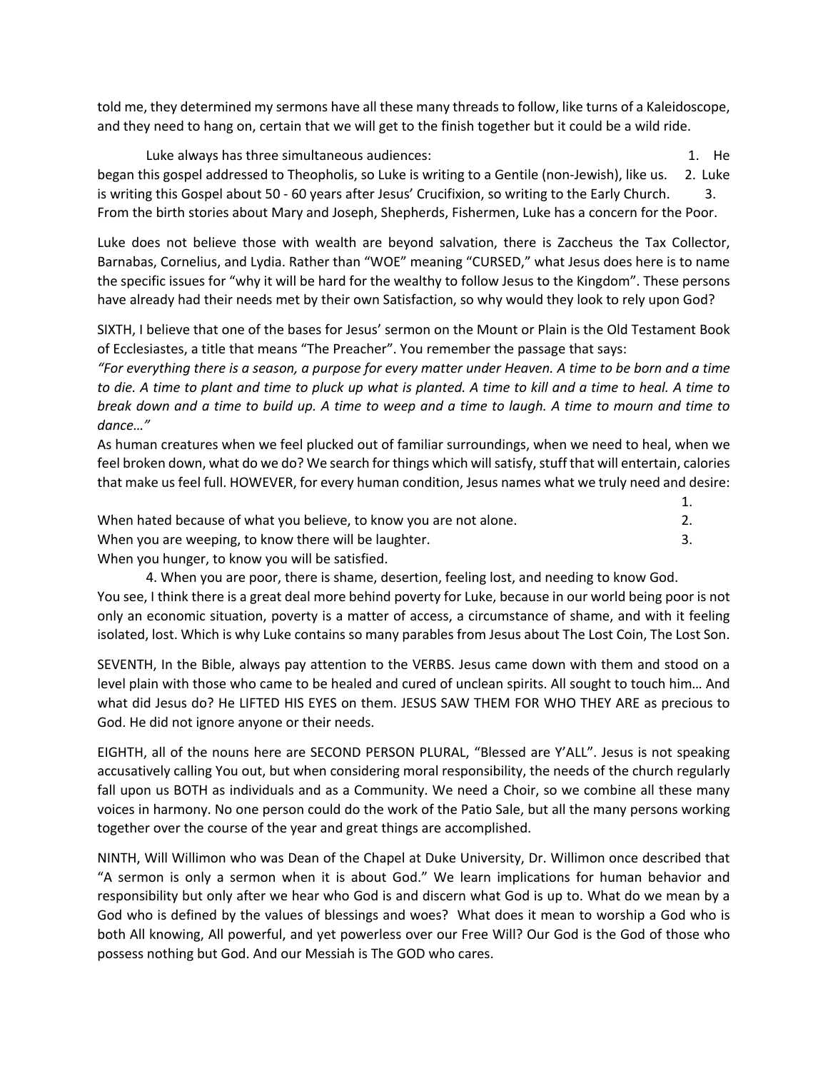told me, they determined my sermons have all these many threads to follow, like turns of a Kaleidoscope, and they need to hang on, certain that we will get to the finish together but it could be a wild ride.

Luke always has three simultaneous audiences:

1. He began this gospel addressed to Theopholis, so Luke is writing to a Gentile (non-Jewish), like us.
2. Luke is writing this Gospel about 50 - 60 years after Jesus' Crucifixion, so writing to the Early Church.
3. From the birth stories about Mary and Joseph, Shepherds, Fishermen, Luke has a concern for the Poor.

Luke does not believe those with wealth are beyond salvation, there is Zaccheus the Tax Collector, Barnabas, Cornelius, and Lydia. Rather than "WOE" meaning "CURSED," what Jesus does here is to name the specific issues for "why it will be hard for the wealthy to follow Jesus to the Kingdom". These persons have already had their needs met by their own Satisfaction, so why would they look to rely upon God?

SIXTH, I believe that one of the bases for Jesus' sermon on the Mount or Plain is the Old Testament Book of Ecclesiastes, a title that means "The Preacher". You remember the passage that says:

*"For everything there is a season, a purpose for every matter under Heaven. A time to be born and a time to die. A time to plant and time to pluck up what is planted. A time to kill and a time to heal. A time to break down and a time to build up. A time to weep and a time to laugh. A time to mourn and time to dance…"*

As human creatures when we feel plucked out of familiar surroundings, when we need to heal, when we feel broken down, what do we do? We search for things which will satisfy, stuff that will entertain, calories that make us feel full. HOWEVER, for every human condition, Jesus names what we truly need and desire:

1. When hated because of what you believe, to know you are not alone.
2. When you are weeping, to know there will be laughter.
3. When you hunger, to know you will be satisfied.
4. When you are poor, there is shame, desertion, feeling lost, and needing to know God.

You see, I think there is a great deal more behind poverty for Luke, because in our world being poor is not only an economic situation, poverty is a matter of access, a circumstance of shame, and with it feeling isolated, lost. Which is why Luke contains so many parables from Jesus about The Lost Coin, The Lost Son.

SEVENTH, In the Bible, always pay attention to the VERBS. Jesus came down with them and stood on a level plain with those who came to be healed and cured of unclean spirits. All sought to touch him… And what did Jesus do? He LIFTED HIS EYES on them. JESUS SAW THEM FOR WHO THEY ARE as precious to God. He did not ignore anyone or their needs.

EIGHTH, all of the nouns here are SECOND PERSON PLURAL, "Blessed are Y'ALL". Jesus is not speaking accusatively calling You out, but when considering moral responsibility, the needs of the church regularly fall upon us BOTH as individuals and as a Community. We need a Choir, so we combine all these many voices in harmony. No one person could do the work of the Patio Sale, but all the many persons working together over the course of the year and great things are accomplished.

NINTH, Will Willimon who was Dean of the Chapel at Duke University, Dr. Willimon once described that "A sermon is only a sermon when it is about God." We learn implications for human behavior and responsibility but only after we hear who God is and discern what God is up to. What do we mean by a God who is defined by the values of blessings and woes? What does it mean to worship a God who is both All knowing, All powerful, and yet powerless over our Free Will? Our God is the God of those who possess nothing but God. And our Messiah is The GOD who cares.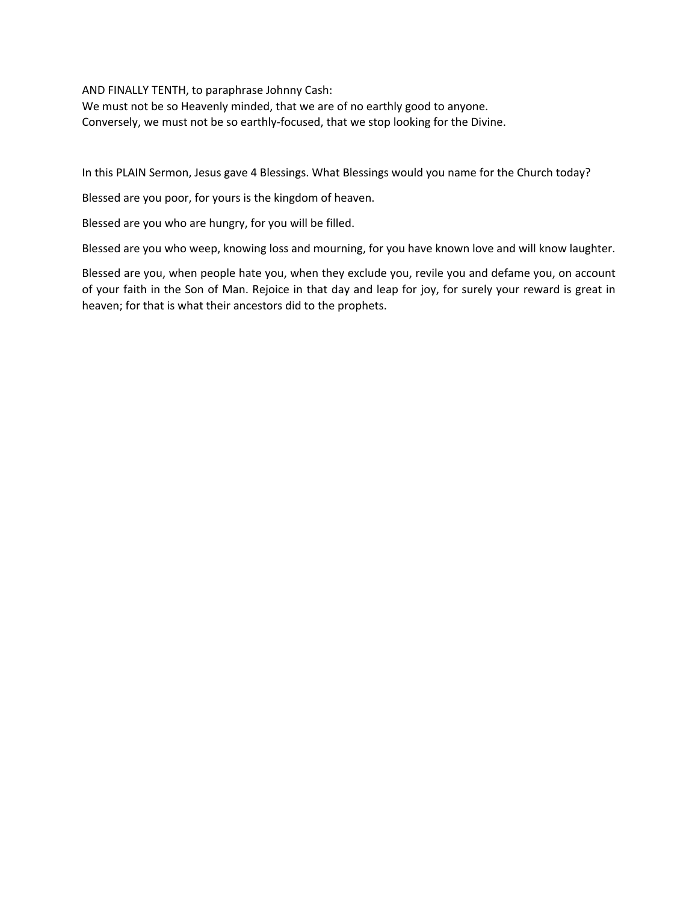AND FINALLY TENTH, to paraphrase Johnny Cash:
We must not be so Heavenly minded, that we are of no earthly good to anyone.
Conversely, we must not be so earthly-focused, that we stop looking for the Divine.

In this PLAIN Sermon, Jesus gave 4 Blessings. What Blessings would you name for the Church today?

Blessed are you poor, for yours is the kingdom of heaven.

Blessed are you who are hungry, for you will be filled.

Blessed are you who weep, knowing loss and mourning, for you have known love and will know laughter.

Blessed are you, when people hate you, when they exclude you, revile you and defame you, on account of your faith in the Son of Man. Rejoice in that day and leap for joy, for surely your reward is great in heaven; for that is what their ancestors did to the prophets.